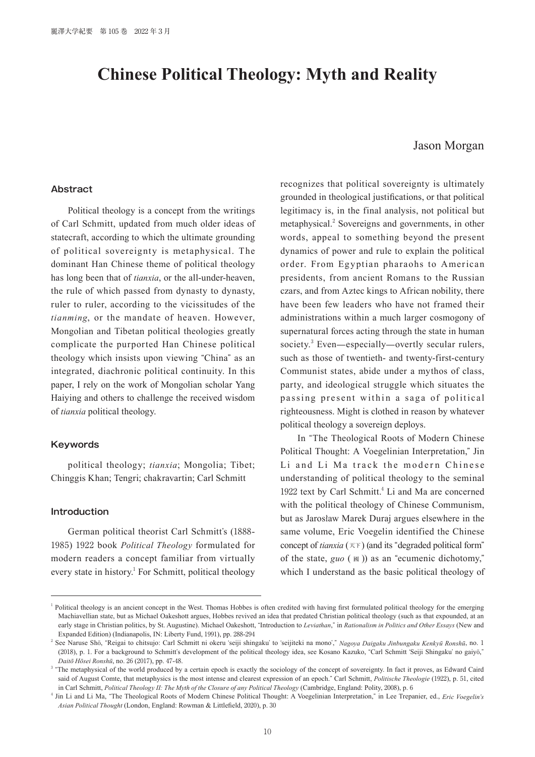# Chinese Political Theology: Myth and Reality

Jason Morgan

## Abstract

Political theology is a concept from the writings of Carl Schmitt, updated from much older ideas of statecraft, according to which the ultimate grounding of political sovereignty is metaphysical. The dominant Han Chinese theme of political theology has long been that of *tianxia*, or the all-under-heaven, the rule of which passed from dynasty to dynasty, ruler to ruler, according to the vicissitudes of the *tianming*, or the mandate of heaven. However, Mongolian and Tibetan political theologies greatly complicate the purported Han Chinese political theology which insists upon viewing "China" as an integrated, diachronic political continuity. In this paper, I rely on the work of Mongolian scholar Yang Haiying and others to challenge the received wisdom of *tianxia* political theology.

## Keywords

political theology; *tianxia*; Mongolia; Tibet; Chinggis Khan; Tengri; chakravartin; Carl Schmitt

## Introduction

German political theorist Carl Schmitt's (1888-1985) 1922 book *Political Theology* formulated for modern readers a concept familiar from virtually every state in history.[1] For Schmitt, political theology recognizes that political sovereignty is ultimately grounded in theological justifications, or that political legitimacy is, in the final analysis, not political but metaphysical.[2] Sovereigns and governments, in other words, appeal to something beyond the present dynamics of power and rule to explain the political order. From Egyptian pharaohs to American presidents, from ancient Romans to the Russian czars, and from Aztec kings to African nobility, there have been few leaders who have not framed their administrations within a much larger cosmogony of supernatural forces acting through the state in human society.[3] Even—especially—overtly secular rulers, such as those of twentieth- and twenty-first-century Communist states, abide under a mythos of class, party, and ideological struggle which situates the passing present within a saga of political righteousness. Might is clothed in reason by whatever political theology a sovereign deploys.

In "The Theological Roots of Modern Chinese Political Thought: A Voegelinian Interpretation," Jin Li and Li Ma track the modern Chinese understanding of political theology to the seminal 1922 text by Carl Schmitt.[4] Li and Ma are concerned with the political theology of Chinese Communism, but as Jarosław Marek Duraj argues elsewhere in the same volume, Eric Voegelin identified the Chinese concept of *tianxia* (天下) (and its "degraded political form" of the state, *guo* (國)) as an "ecumenic dichotomy," which I understand as the basic political theology of

---

[1] Political theology is an ancient concept in the West. Thomas Hobbes is often credited with having first formulated political theology for the emerging Machiavellian state, but as Michael Oakeshott argues, Hobbes revived an idea that predated Christian political theology (such as that expounded, at an early stage in Christian politics, by St. Augustine). Michael Oakeshott, "Introduction to *Leviathan*," in *Rationalism in Politics and Other Essays* (New and Expanded Edition) (Indianapolis, IN: Liberty Fund, 1991), pp. 288-294

[2] See Naruse Shō, "Reigai to chitsujo: Carl Schmitt ni okeru 'seiji shingaku' to 'seijiteki na mono'," *Nagoya Daigaku Jinbungaku Kenkyū Ronshū*, no. 1 (2018), p. 1. For a background to Schmitt's development of the political theology idea, see Kosano Kazuko, "Carl Schmitt 'Seiji Shingaku' no gaiyō," *Daitō Hōsei Ronshū*, no. 26 (2017), pp. 47-48.

[3] "The metaphysical of the world produced by a certain epoch is exactly the sociology of the concept of sovereignty. In fact it proves, as Edward Caird said of August Comte, that metaphysics is the most intense and clearest expression of an epoch." Carl Schmitt, *Politische Theologie* (1922), p. 51, cited in Carl Schmitt, *Political Theology II: The Myth of the Closure of any Political Theology* (Cambridge, England: Polity, 2008), p. 6

[4] Jin Li and Li Ma, "The Theological Roots of Modern Chinese Political Thought: A Voegelinian Interpretation," in Lee Trepanier, ed., *Eric Voegelin's Asian Political Thought* (London, England: Rowman & Littlefield, 2020), p. 30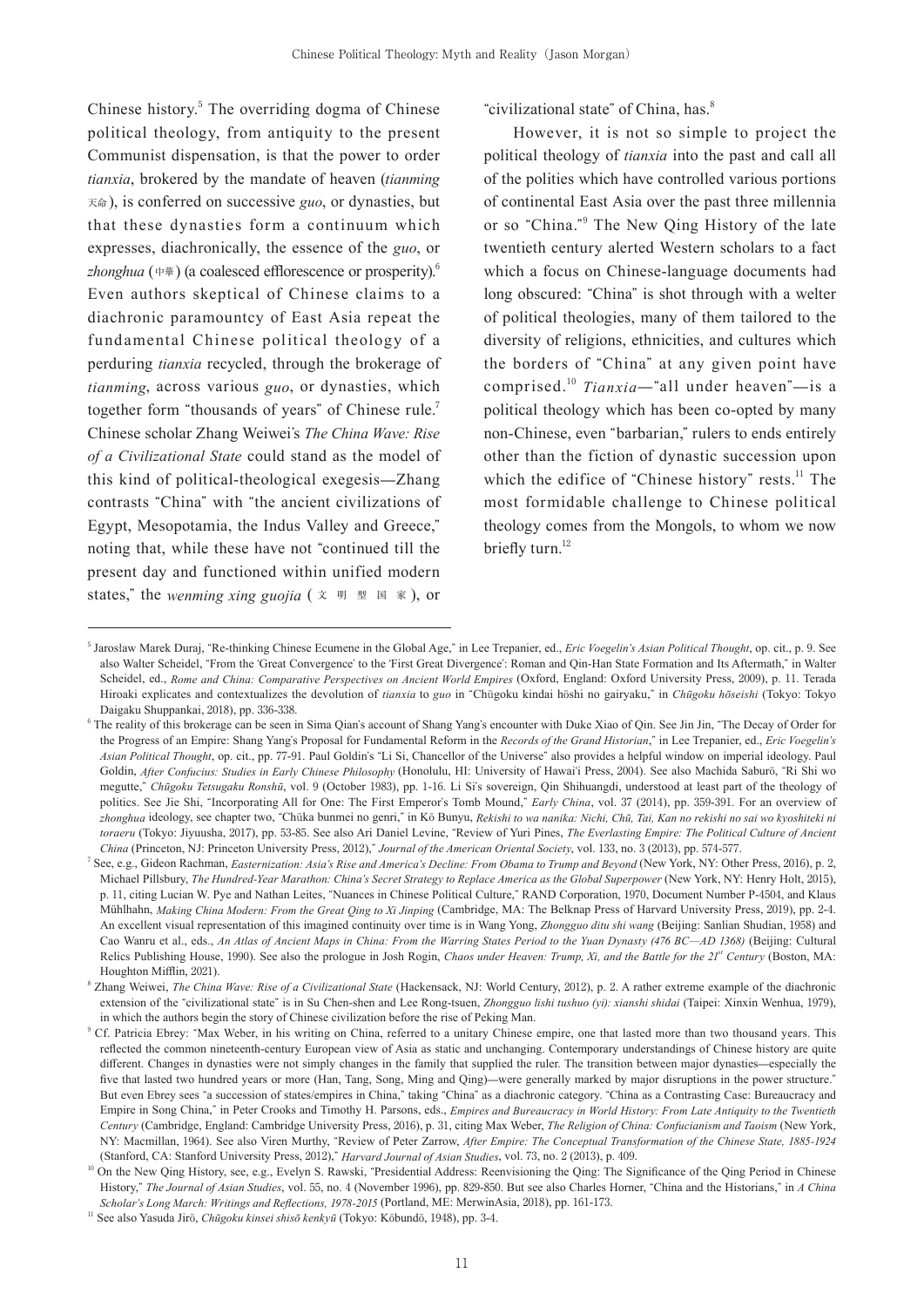Chinese history.[5] The overriding dogma of Chinese political theology, from antiquity to the present Communist dispensation, is that the power to order *tianxia*, brokered by the mandate of heaven (*tianming* 天命), is conferred on successive *guo*, or dynasties, but that these dynasties form a continuum which expresses, diachronically, the essence of the *guo*, or *zhonghua* (中華) (a coalesced efflorescence or prosperity).[6] Even authors skeptical of Chinese claims to a diachronic paramountcy of East Asia repeat the fundamental Chinese political theology of a perduring *tianxia* recycled, through the brokerage of *tianming*, across various *guo*, or dynasties, which together form "thousands of years" of Chinese rule.[7] Chinese scholar Zhang Weiwei's *The China Wave: Rise of a Civilizational State* could stand as the model of this kind of political-theological exegesis—Zhang contrasts "China" with "the ancient civilizations of Egypt, Mesopotamia, the Indus Valley and Greece," noting that, while these have not "continued till the present day and functioned within unified modern states," the *wenming xing guojia* (文明型国家), or "civilizational state" of China, has.[8]

However, it is not so simple to project the political theology of *tianxia* into the past and call all of the polities which have controlled various portions of continental East Asia over the past three millennia or so "China."[9] The New Qing History of the late twentieth century alerted Western scholars to a fact which a focus on Chinese-language documents had long obscured: "China" is shot through with a welter of political theologies, many of them tailored to the diversity of religions, ethnicities, and cultures which the borders of "China" at any given point have comprised.[10] *Tianxia*—"all under heaven"—is a political theology which has been co-opted by many non-Chinese, even "barbarian," rulers to ends entirely other than the fiction of dynastic succession upon which the edifice of "Chinese history" rests.[11] The most formidable challenge to Chinese political theology comes from the Mongols, to whom we now briefly turn.[12]

---

[5] Jaroslaw Marek Duraj, "Re-thinking Chinese Ecumene in the Global Age," in Lee Trepanier, ed., *Eric Voegelin's Asian Political Thought*, op. cit., p. 9. See also Walter Scheidel, "From the 'Great Convergence' to the 'First Great Divergence': Roman and Qin-Han State Formation and Its Aftermath," in Walter Scheidel, ed., *Rome and China: Comparative Perspectives on Ancient World Empires* (Oxford, England: Oxford University Press, 2009), p. 11. Terada Hiroaki explicates and contextualizes the devolution of *tianxia* to *guo* in "Chūgoku kindai hōshi no gairyaku," in *Chūgoku hōseishi* (Tokyo: Tokyo Daigaku Shuppankai, 2018), pp. 336-338.

[6] The reality of this brokerage can be seen in Sima Qian's account of Shang Yang's encounter with Duke Xiao of Qin. See Jin Jin, "The Decay of Order for the Progress of an Empire: Shang Yang's Proposal for Fundamental Reform in the *Records of the Grand Historian*," in Lee Trepanier, ed., *Eric Voegelin's Asian Political Thought*, op. cit., pp. 77-91. Paul Goldin's "Li Si, Chancellor of the Universe" also provides a helpful window on imperial ideology. Paul Goldin, *After Confucius: Studies in Early Chinese Philosophy* (Honolulu, HI: University of Hawai'i Press, 2004). See also Machida Saburō, "Ri Shi wo megutte," *Chūgoku Tetsugaku Ronshū*, vol. 9 (October 1983), pp. 1-16. Li Si's sovereign, Qin Shihuangdi, understood at least part of the theology of politics. See Jie Shi, "Incorporating All for One: The First Emperor's Tomb Mound," *Early China*, vol. 37 (2014), pp. 359-391. For an overview of *zhonghua* ideology, see chapter two, "Chūka bunmei no genri," in Kō Bunyu, *Rekishi to wa nanika: Nichi, Chū, Tai, Kan no rekishi no sai wo kyoshiteki ni toraeru* (Tokyo: Jiyuusha, 2017), pp. 53-85. See also Ari Daniel Levine, "Review of Yuri Pines, *The Everlasting Empire: The Political Culture of Ancient China* (Princeton, NJ: Princeton University Press, 2012)," *Journal of the American Oriental Society*, vol. 133, no. 3 (2013), pp. 574-577.

[7] See, e.g., Gideon Rachman, *Easternization: Asia's Rise and America's Decline: From Obama to Trump and Beyond* (New York, NY: Other Press, 2016), p. 2, Michael Pillsbury, *The Hundred-Year Marathon: China's Secret Strategy to Replace America as the Global Superpower* (New York, NY: Henry Holt, 2015), p. 11, citing Lucian W. Pye and Nathan Leites, "Nuances in Chinese Political Culture," RAND Corporation, 1970, Document Number P-4504, and Klaus Mühlhahn, *Making China Modern: From the Great Qing to Xi Jinping* (Cambridge, MA: The Belknap Press of Harvard University Press, 2019), pp. 2-4. An excellent visual representation of this imagined continuity over time is in Wang Yong, *Zhongguo ditu shi wang* (Beijing: Sanlian Shudian, 1958) and Cao Wanru et al., eds., *An Atlas of Ancient Maps in China: From the Warring States Period to the Yuan Dynasty (476 BC—AD 1368)* (Beijing: Cultural Relics Publishing House, 1990). See also the prologue in Josh Rogin, *Chaos under Heaven: Trump, Xi, and the Battle for the 21st Century* (Boston, MA: Houghton Mifflin, 2021).

[8] Zhang Weiwei, *The China Wave: Rise of a Civilizational State* (Hackensack, NJ: World Century, 2012), p. 2. A rather extreme example of the diachronic extension of the "civilizational state" is in Su Chen-shen and Lee Rong-tsuen, *Zhongguo lishi tushuo (yi): xianshi shidai* (Taipei: Xinxin Wenhua, 1979), in which the authors begin the story of Chinese civilization before the rise of Peking Man.

[9] Cf. Patricia Ebrey: "Max Weber, in his writing on China, referred to a unitary Chinese empire, one that lasted more than two thousand years. This reflected the common nineteenth-century European view of Asia as static and unchanging. Contemporary understandings of Chinese history are quite different. Changes in dynasties were not simply changes in the family that supplied the ruler. The transition between major dynasties—especially the five that lasted two hundred years or more (Han, Tang, Song, Ming and Qing)—were generally marked by major disruptions in the power structure." But even Ebrey sees "a succession of states/empires in China," taking "China" as a diachronic category. "China as a Contrasting Case: Bureaucracy and Empire in Song China," in Peter Crooks and Timothy H. Parsons, eds., *Empires and Bureaucracy in World History: From Late Antiquity to the Twentieth Century* (Cambridge, England: Cambridge University Press, 2016), p. 31, citing Max Weber, *The Religion of China: Confucianism and Taoism* (New York, NY: Macmillan, 1964). See also Viren Murthy, "Review of Peter Zarrow, *After Empire: The Conceptual Transformation of the Chinese State, 1885-1924* (Stanford, CA: Stanford University Press, 2012)," *Harvard Journal of Asian Studies*, vol. 73, no. 2 (2013), p. 409.

[10] On the New Qing History, see, e.g., Evelyn S. Rawski, "Presidential Address: Reenvisioning the Qing: The Significance of the Qing Period in Chinese History," *The Journal of Asian Studies*, vol. 55, no. 4 (November 1996), pp. 829-850. But see also Charles Horner, "China and the Historians," in *A China Scholar's Long March: Writings and Reflections, 1978-2015* (Portland, ME: MerwinAsia, 2018), pp. 161-173.

[11] See also Yasuda Jirō, *Chūgoku kinsei shisō kenkyū* (Tokyo: Kōbundō, 1948), pp. 3-4.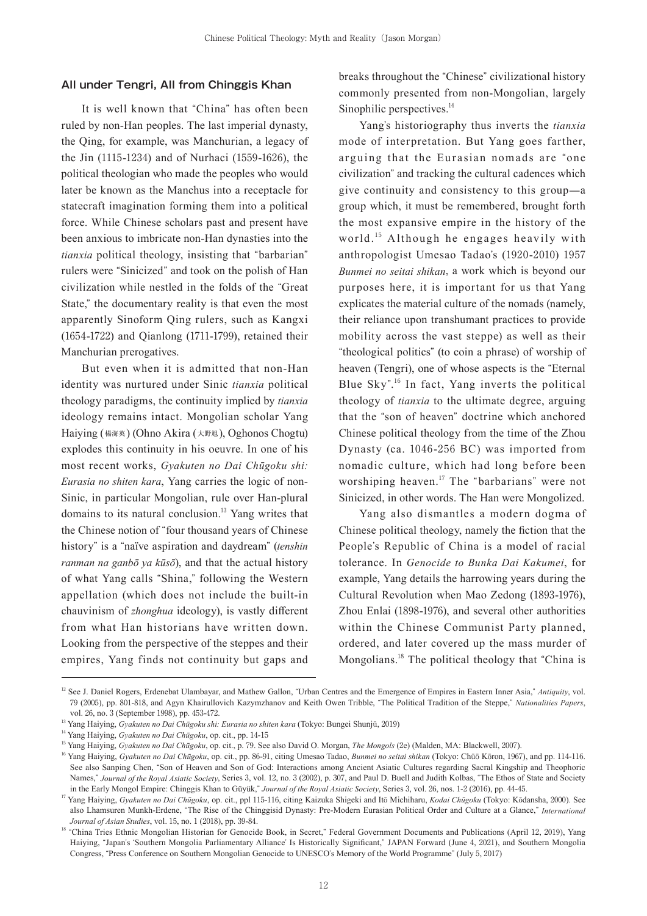## All under Tengri, All from Chinggis Khan

It is well known that "China" has often been ruled by non-Han peoples. The last imperial dynasty, the Qing, for example, was Manchurian, a legacy of the Jin (1115-1234) and of Nurhaci (1559-1626), the political theologian who made the peoples who would later be known as the Manchus into a receptacle for statecraft imagination forming them into a political force. While Chinese scholars past and present have been anxious to imbricate non-Han dynasties into the *tianxia* political theology, insisting that "barbarian" rulers were "Sinicized" and took on the polish of Han civilization while nestled in the folds of the "Great State," the documentary reality is that even the most apparently Sinoform Qing rulers, such as Kangxi (1654-1722) and Qianlong (1711-1799), retained their Manchurian prerogatives.

But even when it is admitted that non-Han identity was nurtured under Sinic *tianxia* political theology paradigms, the continuity implied by *tianxia* ideology remains intact. Mongolian scholar Yang Haiying (楊海英) (Ohno Akira (大野旭), Oghonos Chogtu) explodes this continuity in his oeuvre. In one of his most recent works, *Gyakuten no Dai Chūgoku shi: Eurasia no shiten kara*, Yang carries the logic of non-Sinic, in particular Mongolian, rule over Han-plural domains to its natural conclusion.[13] Yang writes that the Chinese notion of "four thousand years of Chinese history" is a "naïve aspiration and daydream" (*tenshin ranman na ganbō ya kūsō*), and that the actual history of what Yang calls "Shina," following the Western appellation (which does not include the built-in chauvinism of *zhonghua* ideology), is vastly different from what Han historians have written down. Looking from the perspective of the steppes and their empires, Yang finds not continuity but gaps and breaks throughout the "Chinese" civilizational history commonly presented from non-Mongolian, largely Sinophilic perspectives.[14]

Yang's historiography thus inverts the *tianxia* mode of interpretation. But Yang goes farther, arguing that the Eurasian nomads are "one civilization" and tracking the cultural cadences which give continuity and consistency to this group—a group which, it must be remembered, brought forth the most expansive empire in the history of the world.[15] Although he engages heavily with anthropologist Umesao Tadao's (1920-2010) 1957 *Bunmei no seitai shikan*, a work which is beyond our purposes here, it is important for us that Yang explicates the material culture of the nomads (namely, their reliance upon transhumant practices to provide mobility across the vast steppe) as well as their "theological politics" (to coin a phrase) of worship of heaven (Tengri), one of whose aspects is the "Eternal Blue Sky".[16] In fact, Yang inverts the political theology of *tianxia* to the ultimate degree, arguing that the "son of heaven" doctrine which anchored Chinese political theology from the time of the Zhou Dynasty (ca. 1046-256 BC) was imported from nomadic culture, which had long before been worshiping heaven.[17] The "barbarians" were not Sinicized, in other words. The Han were Mongolized.

Yang also dismantles a modern dogma of Chinese political theology, namely the fiction that the People's Republic of China is a model of racial tolerance. In *Genocide to Bunka Dai Kakumei*, for example, Yang details the harrowing years during the Cultural Revolution when Mao Zedong (1893-1976), Zhou Enlai (1898-1976), and several other authorities within the Chinese Communist Party planned, ordered, and later covered up the mass murder of Mongolians.[18] The political theology that "China is

---

[12] See J. Daniel Rogers, Erdenebat Ulambayar, and Mathew Gallon, "Urban Centres and the Emergence of Empires in Eastern Inner Asia," *Antiquity*, vol. 79 (2005), pp. 801-818, and Agyn Khairullovich Kazymzhanov and Keith Owen Tribble, "The Political Tradition of the Steppe," *Nationalities Papers*, vol. 26, no. 3 (September 1998), pp. 453-472.

[13] Yang Haiying, *Gyakuten no Dai Chūgoku shi: Eurasia no shiten kara* (Tokyo: Bungei Shunjū, 2019)

[14] Yang Haiying, *Gyakuten no Dai Chūgoku*, op. cit., pp. 14-15

[15] Yang Haiying, *Gyakuten no Dai Chūgoku*, op. cit., p. 79. See also David O. Morgan, *The Mongols* (2e) (Malden, MA: Blackwell, 2007).

[16] Yang Haiying, *Gyakuten no Dai Chūgoku*, op. cit., pp. 86-91, citing Umesao Tadao, *Bunmei no seitai shikan* (Tokyo: Chūō Kōron, 1967), and pp. 114-116. See also Sanping Chen, "Son of Heaven and Son of God: Interactions among Ancient Asiatic Cultures regarding Sacral Kingship and Theophoric Names," *Journal of the Royal Asiatic Society*, Series 3, vol. 12, no. 3 (2002), p. 307, and Paul D. Buell and Judith Kolbas, "The Ethos of State and Society in the Early Mongol Empire: Chinggis Khan to Güyük," *Journal of the Royal Asiatic Society*, Series 3, vol. 26, nos. 1-2 (2016), pp. 44-45.

[17] Yang Haiying, *Gyakuten no Dai Chūgoku*, op. cit., ppl 115-116, citing Kaizuka Shigeki and Itō Michiharu, *Kodai Chūgoku* (Tokyo: Kōdansha, 2000). See also Lhamsuren Munkh-Erdene, "The Rise of the Chinggisid Dynasty: Pre-Modern Eurasian Political Order and Culture at a Glance," *International Journal of Asian Studies*, vol. 15, no. 1 (2018), pp. 39-84.

[18] "China Tries Ethnic Mongolian Historian for Genocide Book, in Secret," Federal Government Documents and Publications (April 12, 2019), Yang Haiying, "Japan's 'Southern Mongolia Parliamentary Alliance' Is Historically Significant," JAPAN Forward (June 4, 2021), and Southern Mongolia Congress, "Press Conference on Southern Mongolian Genocide to UNESCO's Memory of the World Programme" (July 5, 2017)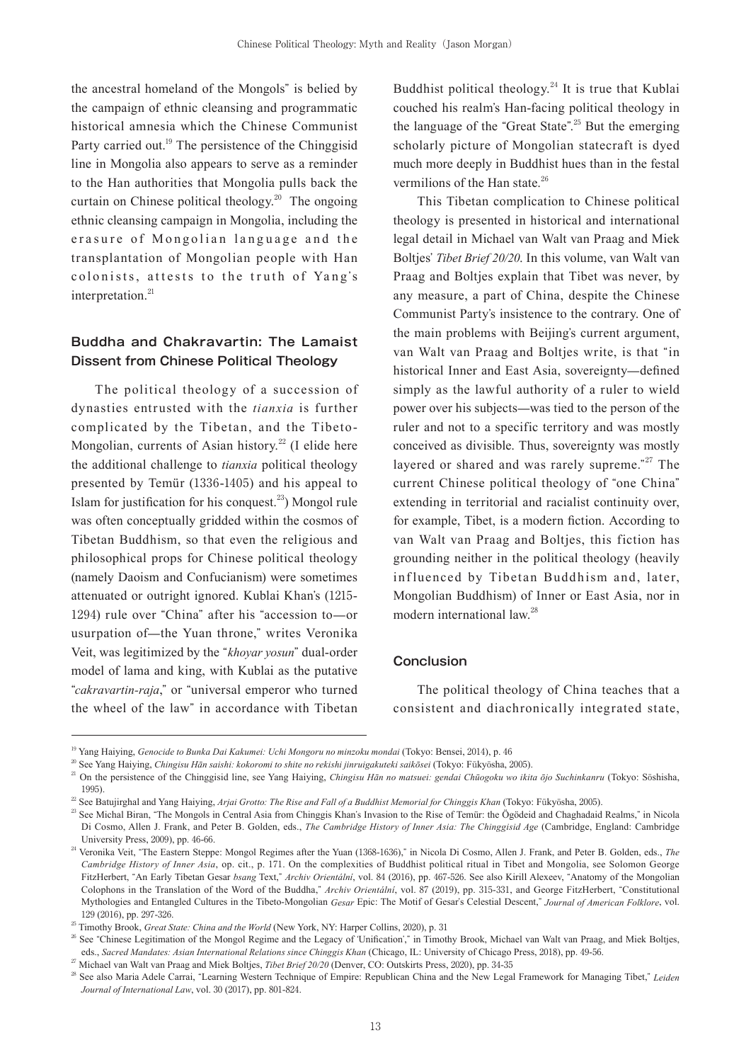the ancestral homeland of the Mongols" is belied by the campaign of ethnic cleansing and programmatic historical amnesia which the Chinese Communist Party carried out.[19] The persistence of the Chinggisid line in Mongolia also appears to serve as a reminder to the Han authorities that Mongolia pulls back the curtain on Chinese political theology.[20] The ongoing ethnic cleansing campaign in Mongolia, including the erasure of Mongolian language and the transplantation of Mongolian people with Han colonists, attests to the truth of Yang's interpretation.[21]

## Buddha and Chakravartin: The Lamaist Dissent from Chinese Political Theology

The political theology of a succession of dynasties entrusted with the *tianxia* is further complicated by the Tibetan, and the Tibeto-Mongolian, currents of Asian history.[22] (I elide here the additional challenge to *tianxia* political theology presented by Temür (1336-1405) and his appeal to Islam for justification for his conquest.[23]) Mongol rule was often conceptually gridded within the cosmos of Tibetan Buddhism, so that even the religious and philosophical props for Chinese political theology (namely Daoism and Confucianism) were sometimes attenuated or outright ignored. Kublai Khan's (1215-1294) rule over "China" after his "accession to—or usurpation of—the Yuan throne," writes Veronika Veit, was legitimized by the "*khoyar yosun*" dual-order model of lama and king, with Kublai as the putative "*cakravartin-raja*," or "universal emperor who turned the wheel of the law" in accordance with Tibetan Buddhist political theology.[24] It is true that Kublai couched his realm's Han-facing political theology in the language of the "Great State".[25] But the emerging scholarly picture of Mongolian statecraft is dyed much more deeply in Buddhist hues than in the festal vermilions of the Han state.[26]

This Tibetan complication to Chinese political theology is presented in historical and international legal detail in Michael van Walt van Praag and Miek Boltjes' *Tibet Brief 20/20*. In this volume, van Walt van Praag and Boltjes explain that Tibet was never, by any measure, a part of China, despite the Chinese Communist Party's insistence to the contrary. One of the main problems with Beijing's current argument, van Walt van Praag and Boltjes write, is that "in historical Inner and East Asia, sovereignty—defined simply as the lawful authority of a ruler to wield power over his subjects—was tied to the person of the ruler and not to a specific territory and was mostly conceived as divisible. Thus, sovereignty was mostly layered or shared and was rarely supreme."[27] The current Chinese political theology of "one China" extending in territorial and racialist continuity over, for example, Tibet, is a modern fiction. According to van Walt van Praag and Boltjes, this fiction has grounding neither in the political theology (heavily influenced by Tibetan Buddhism and, later, Mongolian Buddhism) of Inner or East Asia, nor in modern international law.[28]

## Conclusion

The political theology of China teaches that a consistent and diachronically integrated state,

---

[19] Yang Haiying, *Genocide to Bunka Dai Kakumei: Uchi Mongoru no minzoku mondai* (Tokyo: Bensei, 2014), p. 46

[20] See Yang Haiying, *Chingisu Hān saishi: kokoromi to shite no rekishi jinruigakuteki saikōsei* (Tokyo: Fūkyōsha, 2005).

[21] On the persistence of the Chinggisid line, see Yang Haiying, *Chingisu Hān no matsuei: gendai Chūogoku wo ikita ōjo Suchinkanru* (Tokyo: Sōshisha, 1995).

[22] See Batujirghal and Yang Haiying, *Arjai Grotto: The Rise and Fall of a Buddhist Memorial for Chinggis Khan* (Tokyo: Fūkyōsha, 2005).

[23] See Michal Biran, "The Mongols in Central Asia from Chinggis Khan's Invasion to the Rise of Temür: the Ögődeid and Chaghadaid Realms," in Nicola Di Cosmo, Allen J. Frank, and Peter B. Golden, eds., *The Cambridge History of Inner Asia: The Chinggisid Age* (Cambridge, England: Cambridge University Press, 2009), pp. 46-66.

[24] Veronika Veit, "The Eastern Steppe: Mongol Regimes after the Yuan (1368-1636)," in Nicola Di Cosmo, Allen J. Frank, and Peter B. Golden, eds., *The Cambridge History of Inner Asia*, op. cit., p. 171. On the complexities of Buddhist political ritual in Tibet and Mongolia, see Solomon George FitzHerbert, "An Early Tibetan Gesar *bsang* Text," *Archiv Orientální*, vol. 84 (2016), pp. 467-526. See also Kirill Alexeev, "Anatomy of the Mongolian Colophons in the Translation of the Word of the Buddha," *Archiv Orientální*, vol. 87 (2019), pp. 315-331, and George FitzHerbert, "Constitutional Mythologies and Entangled Cultures in the Tibeto-Mongolian *Gesar* Epic: The Motif of Gesar's Celestial Descent," *Journal of American Folklore*, vol. 129 (2016), pp. 297-326.

[25] Timothy Brook, *Great State: China and the World* (New York, NY: Harper Collins, 2020), p. 31

[26] See "Chinese Legitimation of the Mongol Regime and the Legacy of 'Unification'," in Timothy Brook, Michael van Walt van Praag, and Miek Boltjes, eds., *Sacred Mandates: Asian International Relations since Chinggis Khan* (Chicago, IL: University of Chicago Press, 2018), pp. 49-56.

[27] Michael van Walt van Praag and Miek Boltjes, *Tibet Brief 20/20* (Denver, CO: Outskirts Press, 2020), pp. 34-35

[28] See also Maria Adele Carrai, "Learning Western Technique of Empire: Republican China and the New Legal Framework for Managing Tibet," *Leiden Journal of International Law*, vol. 30 (2017), pp. 801-824.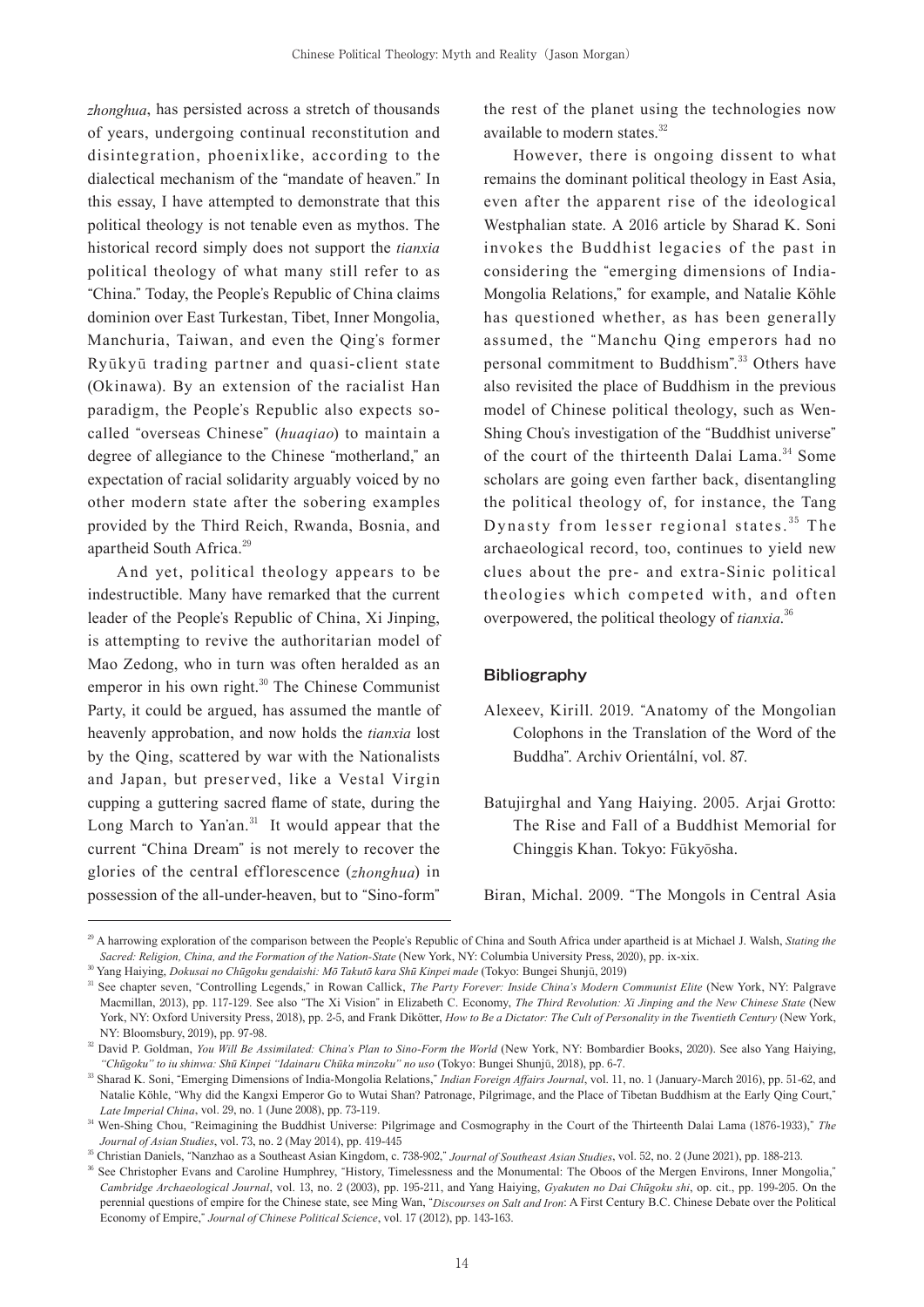*zhonghua*, has persisted across a stretch of thousands of years, undergoing continual reconstitution and disintegration, phoenixlike, according to the dialectical mechanism of the "mandate of heaven." In this essay, I have attempted to demonstrate that this political theology is not tenable even as mythos. The historical record simply does not support the *tianxia* political theology of what many still refer to as "China." Today, the People's Republic of China claims dominion over East Turkestan, Tibet, Inner Mongolia, Manchuria, Taiwan, and even the Qing's former Ryūkyū trading partner and quasi-client state (Okinawa). By an extension of the racialist Han paradigm, the People's Republic also expects so-called "overseas Chinese" (*huaqiao*) to maintain a degree of allegiance to the Chinese "motherland," an expectation of racial solidarity arguably voiced by no other modern state after the sobering examples provided by the Third Reich, Rwanda, Bosnia, and apartheid South Africa.[29]

And yet, political theology appears to be indestructible. Many have remarked that the current leader of the People's Republic of China, Xi Jinping, is attempting to revive the authoritarian model of Mao Zedong, who in turn was often heralded as an emperor in his own right.[30] The Chinese Communist Party, it could be argued, has assumed the mantle of heavenly approbation, and now holds the *tianxia* lost by the Qing, scattered by war with the Nationalists and Japan, but preserved, like a Vestal Virgin cupping a guttering sacred flame of state, during the Long March to Yan'an.[31] It would appear that the current "China Dream" is not merely to recover the glories of the central efflorescence (*zhonghua*) in possession of the all-under-heaven, but to "Sino-form" the rest of the planet using the technologies now available to modern states.[32]

However, there is ongoing dissent to what remains the dominant political theology in East Asia, even after the apparent rise of the ideological Westphalian state. A 2016 article by Sharad K. Soni invokes the Buddhist legacies of the past in considering the "emerging dimensions of India-Mongolia Relations," for example, and Natalie Köhle has questioned whether, as has been generally assumed, the "Manchu Qing emperors had no personal commitment to Buddhism".[33] Others have also revisited the place of Buddhism in the previous model of Chinese political theology, such as Wen-Shing Chou's investigation of the "Buddhist universe" of the court of the thirteenth Dalai Lama.[34] Some scholars are going even farther back, disentangling the political theology of, for instance, the Tang Dynasty from lesser regional states.[35] The archaeological record, too, continues to yield new clues about the pre- and extra-Sinic political theologies which competed with, and often overpowered, the political theology of *tianxia*.[36]

## Bibliography

Alexeev, Kirill. 2019. "Anatomy of the Mongolian Colophons in the Translation of the Word of the Buddha". Archiv Orientální, vol. 87.

Batujirghal and Yang Haiying. 2005. Arjai Grotto: The Rise and Fall of a Buddhist Memorial for Chinggis Khan. Tokyo: Fūkyōsha.

Biran, Michal. 2009. "The Mongols in Central Asia

---

[29] A harrowing exploration of the comparison between the People's Republic of China and South Africa under apartheid is at Michael J. Walsh, *Stating the Sacred: Religion, China, and the Formation of the Nation-State* (New York, NY: Columbia University Press, 2020), pp. ix-xix.

[30] Yang Haiying, *Dokusai no Chūgoku gendaishi: Mō Takutō kara Shū Kinpei made* (Tokyo: Bungei Shunjū, 2019)

[31] See chapter seven, "Controlling Legends," in Rowan Callick, *The Party Forever: Inside China's Modern Communist Elite* (New York, NY: Palgrave Macmillan, 2013), pp. 117-129. See also "The Xi Vision" in Elizabeth C. Economy, *The Third Revolution: Xi Jinping and the New Chinese State* (New York, NY: Oxford University Press, 2018), pp. 2-5, and Frank Dikötter, *How to Be a Dictator: The Cult of Personality in the Twentieth Century* (New York, NY: Bloomsbury, 2019), pp. 97-98.

[32] David P. Goldman, *You Will Be Assimilated: China's Plan to Sino-Form the World* (New York, NY: Bombardier Books, 2020). See also Yang Haiying, *"Chūgoku" to iu shinwa: Shū Kinpei "Idainaru Chūka minzoku" no uso* (Tokyo: Bungei Shunjū, 2018), pp. 6-7.

[33] Sharad K. Soni, "Emerging Dimensions of India-Mongolia Relations," *Indian Foreign Affairs Journal*, vol. 11, no. 1 (January-March 2016), pp. 51-62, and Natalie Köhle, "Why did the Kangxi Emperor Go to Wutai Shan? Patronage, Pilgrimage, and the Place of Tibetan Buddhism at the Early Qing Court," *Late Imperial China*, vol. 29, no. 1 (June 2008), pp. 73-119.

[34] Wen-Shing Chou, "Reimagining the Buddhist Universe: Pilgrimage and Cosmography in the Court of the Thirteenth Dalai Lama (1876-1933)," *The Journal of Asian Studies*, vol. 73, no. 2 (May 2014), pp. 419-445

[35] Christian Daniels, "Nanzhao as a Southeast Asian Kingdom, c. 738-902," *Journal of Southeast Asian Studies*, vol. 52, no. 2 (June 2021), pp. 188-213.

[36] See Christopher Evans and Caroline Humphrey, "History, Timelessness and the Monumental: The Oboos of the Mergen Environs, Inner Mongolia," *Cambridge Archaeological Journal*, vol. 13, no. 2 (2003), pp. 195-211, and Yang Haiying, *Gyakuten no Dai Chūgoku shi*, op. cit., pp. 199-205. On the perennial questions of empire for the Chinese state, see Ming Wan, "*Discourses on Salt and Iron*: A First Century B.C. Chinese Debate over the Political Economy of Empire," *Journal of Chinese Political Science*, vol. 17 (2012), pp. 143-163.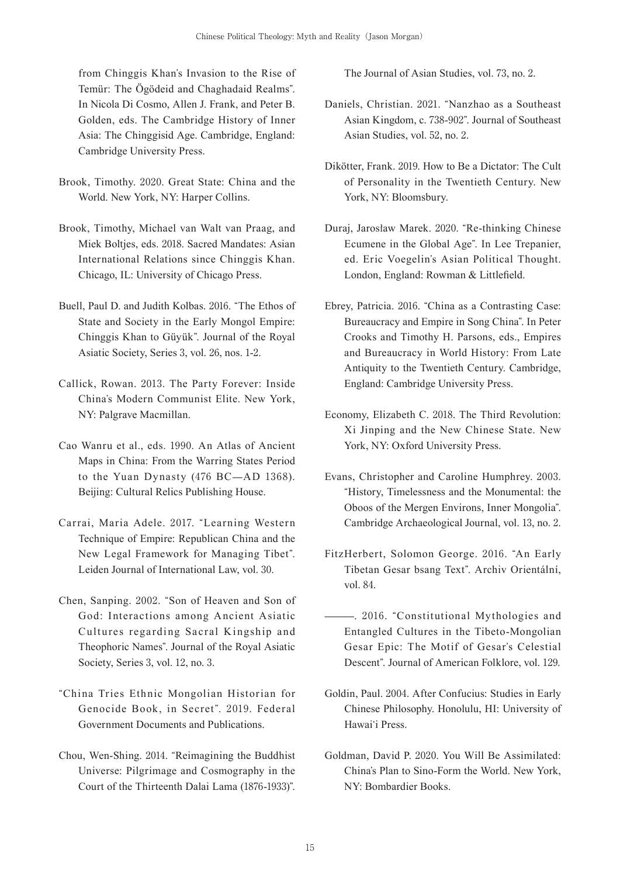from Chinggis Khan's Invasion to the Rise of Temür: The Ögödeid and Chaghadaid Realms". In Nicola Di Cosmo, Allen J. Frank, and Peter B. Golden, eds. The Cambridge History of Inner Asia: The Chinggisid Age. Cambridge, England: Cambridge University Press.

Brook, Timothy. 2020. Great State: China and the World. New York, NY: Harper Collins.

Brook, Timothy, Michael van Walt van Praag, and Miek Boltjes, eds. 2018. Sacred Mandates: Asian International Relations since Chinggis Khan. Chicago, IL: University of Chicago Press.

Buell, Paul D. and Judith Kolbas. 2016. "The Ethos of State and Society in the Early Mongol Empire: Chinggis Khan to Güyük". Journal of the Royal Asiatic Society, Series 3, vol. 26, nos. 1-2.

Callick, Rowan. 2013. The Party Forever: Inside China's Modern Communist Elite. New York, NY: Palgrave Macmillan.

Cao Wanru et al., eds. 1990. An Atlas of Ancient Maps in China: From the Warring States Period to the Yuan Dynasty (476 BC—AD 1368). Beijing: Cultural Relics Publishing House.

Carrai, Maria Adele. 2017. "Learning Western Technique of Empire: Republican China and the New Legal Framework for Managing Tibet". Leiden Journal of International Law, vol. 30.

Chen, Sanping. 2002. "Son of Heaven and Son of God: Interactions among Ancient Asiatic Cultures regarding Sacral Kingship and Theophoric Names". Journal of the Royal Asiatic Society, Series 3, vol. 12, no. 3.

"China Tries Ethnic Mongolian Historian for Genocide Book, in Secret". 2019. Federal Government Documents and Publications.

Chou, Wen-Shing. 2014. "Reimagining the Buddhist Universe: Pilgrimage and Cosmography in the Court of the Thirteenth Dalai Lama (1876-1933)". The Journal of Asian Studies, vol. 73, no. 2.

Daniels, Christian. 2021. "Nanzhao as a Southeast Asian Kingdom, c. 738-902". Journal of Southeast Asian Studies, vol. 52, no. 2.

Dikötter, Frank. 2019. How to Be a Dictator: The Cult of Personality in the Twentieth Century. New York, NY: Bloomsbury.

Duraj, Jarosław Marek. 2020. "Re-thinking Chinese Ecumene in the Global Age". In Lee Trepanier, ed. Eric Voegelin's Asian Political Thought. London, England: Rowman & Littlefield.

Ebrey, Patricia. 2016. "China as a Contrasting Case: Bureaucracy and Empire in Song China". In Peter Crooks and Timothy H. Parsons, eds., Empires and Bureaucracy in World History: From Late Antiquity to the Twentieth Century. Cambridge, England: Cambridge University Press.

Economy, Elizabeth C. 2018. The Third Revolution: Xi Jinping and the New Chinese State. New York, NY: Oxford University Press.

Evans, Christopher and Caroline Humphrey. 2003. "History, Timelessness and the Monumental: the Oboos of the Mergen Environs, Inner Mongolia". Cambridge Archaeological Journal, vol. 13, no. 2.

FitzHerbert, Solomon George. 2016. "An Early Tibetan Gesar bsang Text". Archiv Orientální, vol. 84.

———. 2016. "Constitutional Mythologies and Entangled Cultures in the Tibeto-Mongolian Gesar Epic: The Motif of Gesar's Celestial Descent". Journal of American Folklore, vol. 129.

Goldin, Paul. 2004. After Confucius: Studies in Early Chinese Philosophy. Honolulu, HI: University of Hawai'i Press.

Goldman, David P. 2020. You Will Be Assimilated: China's Plan to Sino-Form the World. New York, NY: Bombardier Books.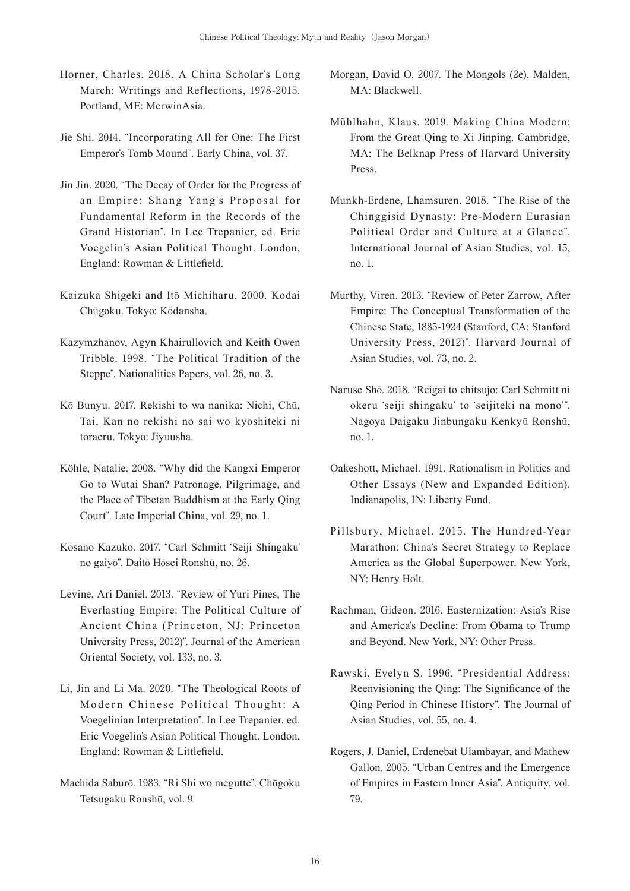Horner, Charles. 2018. A China Scholar's Long March: Writings and Reflections, 1978-2015. Portland, ME: MerwinAsia.

Jie Shi. 2014. "Incorporating All for One: The First Emperor's Tomb Mound". Early China, vol. 37.

Jin Jin. 2020. "The Decay of Order for the Progress of an Empire: Shang Yang's Proposal for Fundamental Reform in the Records of the Grand Historian". In Lee Trepanier, ed. Eric Voegelin's Asian Political Thought. London, England: Rowman & Littlefield.

Kaizuka Shigeki and Itō Michiharu. 2000. Kodai Chūgoku. Tokyo: Kōdansha.

Kazymzhanov, Agyn Khairullovich and Keith Owen Tribble. 1998. "The Political Tradition of the Steppe". Nationalities Papers, vol. 26, no. 3.

Kō Bunyu. 2017. Rekishi to wa nanika: Nichi, Chū, Tai, Kan no rekishi no sai wo kyoshiteki ni toraeru. Tokyo: Jiyuusha.

Köhle, Natalie. 2008. "Why did the Kangxi Emperor Go to Wutai Shan? Patronage, Pilgrimage, and the Place of Tibetan Buddhism at the Early Qing Court". Late Imperial China, vol. 29, no. 1.

Kosano Kazuko. 2017. "Carl Schmitt 'Seiji Shingaku' no gaiyō". Daitō Hōsei Ronshū, no. 26.

Levine, Ari Daniel. 2013. "Review of Yuri Pines, The Everlasting Empire: The Political Culture of Ancient China (Princeton, NJ: Princeton University Press, 2012)". Journal of the American Oriental Society, vol. 133, no. 3.

Li, Jin and Li Ma. 2020. "The Theological Roots of Modern Chinese Political Thought: A Voegelinian Interpretation". In Lee Trepanier, ed. Eric Voegelin's Asian Political Thought. London, England: Rowman & Littlefield.

Machida Saburō. 1983. "Ri Shi wo megutte". Chūgoku Tetsugaku Ronshū, vol. 9.

Morgan, David O. 2007. The Mongols (2e). Malden, MA: Blackwell.

Mühlhahn, Klaus. 2019. Making China Modern: From the Great Qing to Xi Jinping. Cambridge, MA: The Belknap Press of Harvard University Press.

Munkh-Erdene, Lhamsuren. 2018. "The Rise of the Chinggisid Dynasty: Pre-Modern Eurasian Political Order and Culture at a Glance". International Journal of Asian Studies, vol. 15, no. 1.

Murthy, Viren. 2013. "Review of Peter Zarrow, After Empire: The Conceptual Transformation of the Chinese State, 1885-1924 (Stanford, CA: Stanford University Press, 2012)". Harvard Journal of Asian Studies, vol. 73, no. 2.

Naruse Shō. 2018. "Reigai to chitsujo: Carl Schmitt ni okeru 'seiji shingaku' to 'seijiteki na mono'". Nagoya Daigaku Jinbungaku Kenkyū Ronshū, no. 1.

Oakeshott, Michael. 1991. Rationalism in Politics and Other Essays (New and Expanded Edition). Indianapolis, IN: Liberty Fund.

Pillsbury, Michael. 2015. The Hundred-Year Marathon: China's Secret Strategy to Replace America as the Global Superpower. New York, NY: Henry Holt.

Rachman, Gideon. 2016. Easternization: Asia's Rise and America's Decline: From Obama to Trump and Beyond. New York, NY: Other Press.

Rawski, Evelyn S. 1996. "Presidential Address: Reenvisioning the Qing: The Significance of the Qing Period in Chinese History". The Journal of Asian Studies, vol. 55, no. 4.

Rogers, J. Daniel, Erdenebat Ulambayar, and Mathew Gallon. 2005. "Urban Centres and the Emergence of Empires in Eastern Inner Asia". Antiquity, vol. 79.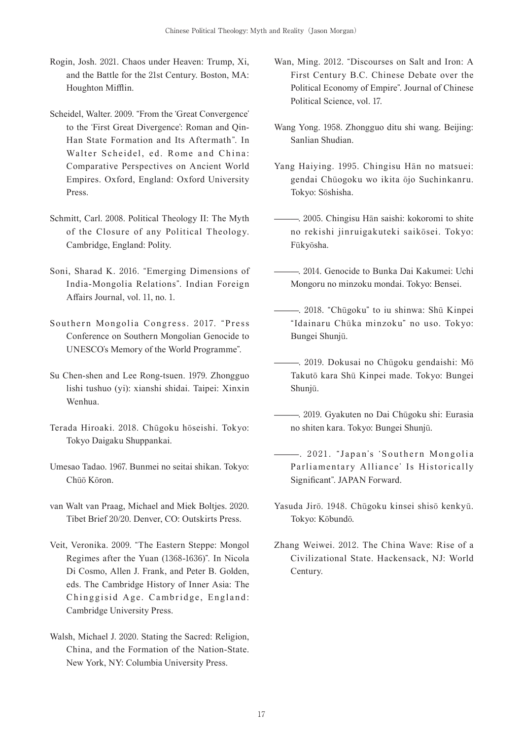Rogin, Josh. 2021. Chaos under Heaven: Trump, Xi, and the Battle for the 21st Century. Boston, MA: Houghton Mifflin.

Scheidel, Walter. 2009. "From the 'Great Convergence' to the 'First Great Divergence': Roman and Qin-Han State Formation and Its Aftermath". In Walter Scheidel, ed. Rome and China: Comparative Perspectives on Ancient World Empires. Oxford, England: Oxford University Press.

Schmitt, Carl. 2008. Political Theology II: The Myth of the Closure of any Political Theology. Cambridge, England: Polity.

Soni, Sharad K. 2016. "Emerging Dimensions of India-Mongolia Relations". Indian Foreign Affairs Journal, vol. 11, no. 1.

Southern Mongolia Congress. 2017. "Press Conference on Southern Mongolian Genocide to UNESCO's Memory of the World Programme".

Su Chen-shen and Lee Rong-tsuen. 1979. Zhongguo lishi tushuo (yi): xianshi shidai. Taipei: Xinxin Wenhua.

Terada Hiroaki. 2018. Chūgoku hōseishi. Tokyo: Tokyo Daigaku Shuppankai.

Umesao Tadao. 1967. Bunmei no seitai shikan. Tokyo: Chūō Kōron.

van Walt van Praag, Michael and Miek Boltjes. 2020. Tibet Brief 20/20. Denver, CO: Outskirts Press.

Veit, Veronika. 2009. "The Eastern Steppe: Mongol Regimes after the Yuan (1368-1636)". In Nicola Di Cosmo, Allen J. Frank, and Peter B. Golden, eds. The Cambridge History of Inner Asia: The Chinggisid Age. Cambridge, England: Cambridge University Press.

Walsh, Michael J. 2020. Stating the Sacred: Religion, China, and the Formation of the Nation-State. New York, NY: Columbia University Press.

Wan, Ming. 2012. "Discourses on Salt and Iron: A First Century B.C. Chinese Debate over the Political Economy of Empire". Journal of Chinese Political Science, vol. 17.

Wang Yong. 1958. Zhongguo ditu shi wang. Beijing: Sanlian Shudian.

Yang Haiying. 1995. Chingisu Hān no matsuei: gendai Chūogoku wo ikita ōjo Suchinkanru. Tokyo: Sōshisha.

———. 2005. Chingisu Hān saishi: kokoromi to shite no rekishi jinruigakuteki saikōsei. Tokyo: Fūkyōsha.

———. 2014. Genocide to Bunka Dai Kakumei: Uchi Mongoru no minzoku mondai. Tokyo: Bensei.

———. 2018. "Chūgoku" to iu shinwa: Shū Kinpei "Idainaru Chūka minzoku" no uso. Tokyo: Bungei Shunjū.

———. 2019. Dokusai no Chūgoku gendaishi: Mō Takutō kara Shū Kinpei made. Tokyo: Bungei Shunjū.

———. 2019. Gyakuten no Dai Chūgoku shi: Eurasia no shiten kara. Tokyo: Bungei Shunjū.

———. 2021. "Japan's 'Southern Mongolia Parliamentary Alliance' Is Historically Significant". JAPAN Forward.

Yasuda Jirō. 1948. Chūgoku kinsei shisō kenkyū. Tokyo: Kōbundō.

Zhang Weiwei. 2012. The China Wave: Rise of a Civilizational State. Hackensack, NJ: World Century.